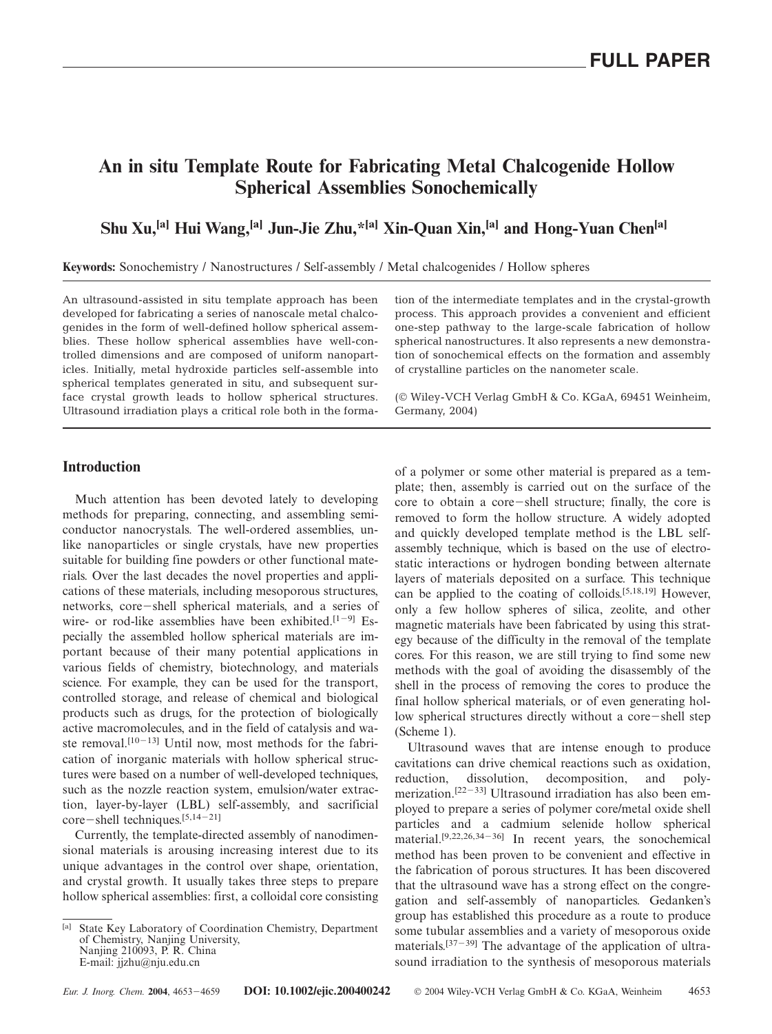# An in situ Template Route for Fabricating Metal Chalcogenide Hollow Spherical Assemblies Sonochemically

**Shu Xu,[a] Hui Wang,[a] Jun-Jie Zhu,*[a] Xin-Quan Xin,[a] and Hong-Yuan Chen[a]**

**Keywords:** Sonochemistry / Nanostructures / Self-assembly / Metal chalcogenides / Hollow spheres

An ultrasound-assisted in situ template approach has been developed for fabricating a series of nanoscale metal chalcogenides in the form of well-defined hollow spherical assemblies. These hollow spherical assemblies have well-controlled dimensions and are composed of uniform nanoparticles. Initially, metal hydroxide particles self-assemble into spherical templates generated in situ, and subsequent surface crystal growth leads to hollow spherical structures. Ultrasound irradiation plays a critical role both in the formation of the intermediate templates and in the crystal-growth process. This approach provides a convenient and efficient one-step pathway to the large-scale fabrication of hollow spherical nanostructures. It also represents a new demonstration of sonochemical effects on the formation and assembly of crystalline particles on the nanometer scale.

(© Wiley-VCH Verlag GmbH & Co. KGaA, 69451 Weinheim, Germany, 2004)

## Introduction

Much attention has been devoted lately to developing methods for preparing, connecting, and assembling semiconductor nanocrystals. The well-ordered assemblies, unlike nanoparticles or single crystals, have new properties suitable for building fine powders or other functional materials. Over the last decades the novel properties and applications of these materials, including mesoporous structures, networks, core−shell spherical materials, and a series of wire- or rod-like assemblies have been exhibited.[1−9] Especially the assembled hollow spherical materials are important because of their many potential applications in various fields of chemistry, biotechnology, and materials science. For example, they can be used for the transport, controlled storage, and release of chemical and biological products such as drugs, for the protection of biologically active macromolecules, and in the field of catalysis and waste removal.[10−13] Until now, most methods for the fabrication of inorganic materials with hollow spherical structures were based on a number of well-developed techniques, such as the nozzle reaction system, emulsion/water extraction, layer-by-layer (LBL) self-assembly, and sacrificial core−shell techniques.[5,14−21]

Currently, the template-directed assembly of nanodimensional materials is arousing increasing interest due to its unique advantages in the control over shape, orientation, and crystal growth. It usually takes three steps to prepare hollow spherical assemblies: first, a colloidal core consisting of a polymer or some other material is prepared as a template; then, assembly is carried out on the surface of the core to obtain a core−shell structure; finally, the core is removed to form the hollow structure. A widely adopted and quickly developed template method is the LBL self-assembly technique, which is based on the use of electrostatic interactions or hydrogen bonding between alternate layers of materials deposited on a surface. This technique can be applied to the coating of colloids.[5,18,19] However, only a few hollow spheres of silica, zeolite, and other magnetic materials have been fabricated by using this strategy because of the difficulty in the removal of the template cores. For this reason, we are still trying to find some new methods with the goal of avoiding the disassembly of the shell in the process of removing the cores to produce the final hollow spherical materials, or of even generating hollow spherical structures directly without a core−shell step (Scheme 1).

Ultrasound waves that are intense enough to produce cavitations can drive chemical reactions such as oxidation, reduction, dissolution, decomposition, and polymerization.[22−33] Ultrasound irradiation has also been employed to prepare a series of polymer core/metal oxide shell particles and a cadmium selenide hollow spherical material.[9,22,26,34−36] In recent years, the sonochemical method has been proven to be convenient and effective in the fabrication of porous structures. It has been discovered that the ultrasound wave has a strong effect on the congregation and self-assembly of nanoparticles. Gedanken's group has established this procedure as a route to produce some tubular assemblies and a variety of mesoporous oxide materials.[37−39] The advantage of the application of ultrasound irradiation to the synthesis of mesoporous materials

[a] State Key Laboratory of Coordination Chemistry, Department of Chemistry, Nanjing University, Nanjing 210093, P. R. China
E-mail: jjzhu@nju.edu.cn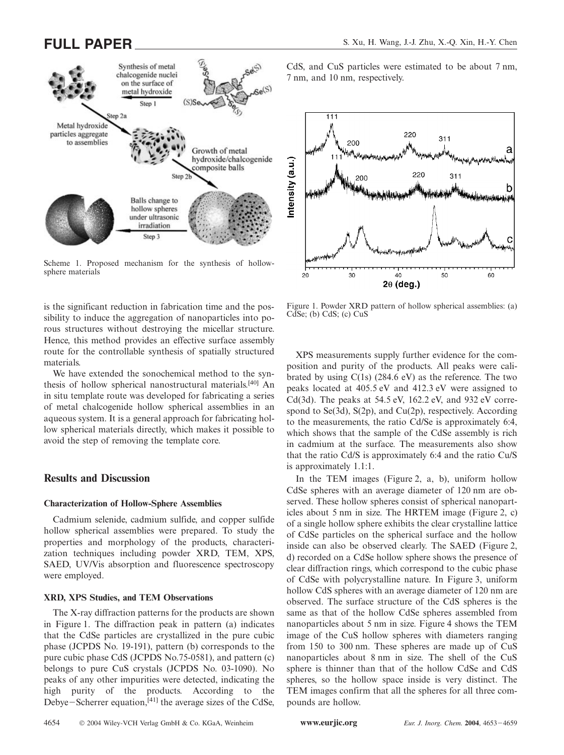Scheme 1. Proposed mechanism for the synthesis of hollow-sphere materials

is the significant reduction in fabrication time and the possibility to induce the aggregation of nanoparticles into porous structures without destroying the micellar structure. Hence, this method provides an effective surface assembly route for the controllable synthesis of spatially structured materials.

We have extended the sonochemical method to the synthesis of hollow spherical nanostructural materials.[40] An in situ template route was developed for fabricating a series of metal chalcogenide hollow spherical assemblies in an aqueous system. It is a general approach for fabricating hollow spherical materials directly, which makes it possible to avoid the step of removing the template core.

## Results and Discussion

### Characterization of Hollow-Sphere Assemblies

Cadmium selenide, cadmium sulfide, and copper sulfide hollow spherical assemblies were prepared. To study the properties and morphology of the products, characterization techniques including powder XRD, TEM, XPS, SAED, UV/Vis absorption and fluorescence spectroscopy were employed.

### XRD, XPS Studies, and TEM Observations

The X-ray diffraction patterns for the products are shown in Figure 1. The diffraction peak in pattern (a) indicates that the CdSe particles are crystallized in the pure cubic phase (JCPDS No. 19-191), pattern (b) corresponds to the pure cubic phase CdS (JCPDS No.75-0581), and pattern (c) belongs to pure CuS crystals (JCPDS No. 03-1090). No peaks of any other impurities were detected, indicating the high purity of the products. According to the Debye–Scherrer equation,[41] the average sizes of the CdSe, CdS, and CuS particles were estimated to be about 7 nm, 7 nm, and 10 nm, respectively.

Figure 1. Powder XRD pattern of hollow spherical assemblies: (a) CdSe; (b) CdS; (c) CuS

XPS measurements supply further evidence for the composition and purity of the products. All peaks were calibrated by using C(1s) (284.6 eV) as the reference. The two peaks located at 405.5 eV and 412.3 eV were assigned to Cd(3d). The peaks at 54.5 eV, 162.2 eV, and 932 eV correspond to Se(3d), S(2p), and Cu(2p), respectively. According to the measurements, the ratio Cd/Se is approximately 6:4, which shows that the sample of the CdSe assembly is rich in cadmium at the surface. The measurements also show that the ratio Cd/S is approximately 6:4 and the ratio Cu/S is approximately 1.1:1.

In the TEM images (Figure 2, a, b), uniform hollow CdSe spheres with an average diameter of 120 nm are observed. These hollow spheres consist of spherical nanoparticles about 5 nm in size. The HRTEM image (Figure 2, c) of a single hollow sphere exhibits the clear crystalline lattice of CdSe particles on the spherical surface and the hollow inside can also be observed clearly. The SAED (Figure 2, d) recorded on a CdSe hollow sphere shows the presence of clear diffraction rings, which correspond to the cubic phase of CdSe with polycrystalline nature. In Figure 3, uniform hollow CdS spheres with an average diameter of 120 nm are observed. The surface structure of the CdS spheres is the same as that of the hollow CdSe spheres assembled from nanoparticles about 5 nm in size. Figure 4 shows the TEM image of the CuS hollow spheres with diameters ranging from 150 to 300 nm. These spheres are made up of CuS nanoparticles about 8 nm in size. The shell of the CuS sphere is thinner than that of the hollow CdSe and CdS spheres, so the hollow space inside is very distinct. The TEM images confirm that all the spheres for all three compounds are hollow.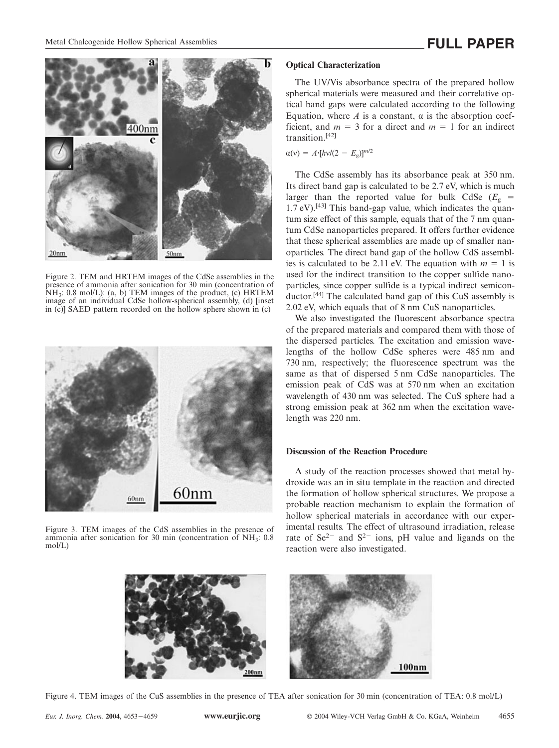Figure 2. TEM and HRTEM images of the CdSe assemblies in the presence of ammonia after sonication for 30 min (concentration of $NH_3$: 0.8 mol/L): (a, b) TEM images of the product, (c) HRTEM image of an individual CdSe hollow-spherical assembly, (d) [inset in (c)] SAED pattern recorded on the hollow sphere shown in (c)

Figure 3. TEM images of the CdS assemblies in the presence of ammonia after sonication for 30 min (concentration of $NH_3$: 0.8 mol/L)

### Optical Characterization

The UV/Vis absorbance spectra of the prepared hollow spherical materials were measured and their correlative optical band gaps were calculated according to the following Equation, where $A$ is a constant, $\alpha$ is the absorption coefficient, and $m = 3$ for a direct and $m = 1$ for an indirect transition.[42]

$$\alpha(\nu) = A \cdot [h\nu/(2 - E_g)]^{m/2}$$

The CdSe assembly has its absorbance peak at 350 nm. Its direct band gap is calculated to be 2.7 eV, which is much larger than the reported value for bulk CdSe ($E_g$ = 1.7 eV).[43] This band-gap value, which indicates the quantum size effect of this sample, equals that of the 7 nm quantum CdSe nanoparticles prepared. It offers further evidence that these spherical assemblies are made up of smaller nanoparticles. The direct band gap of the hollow CdS assemblies is calculated to be 2.11 eV. The equation with $m = 1$ is used for the indirect transition to the copper sulfide nanoparticles, since copper sulfide is a typical indirect semiconductor.[44] The calculated band gap of this CuS assembly is 2.02 eV, which equals that of 8 nm CuS nanoparticles.

We also investigated the fluorescent absorbance spectra of the prepared materials and compared them with those of the dispersed particles. The excitation and emission wavelengths of the hollow CdSe spheres were 485 nm and 730 nm, respectively; the fluorescence spectrum was the same as that of dispersed 5 nm CdSe nanoparticles. The emission peak of CdS was at 570 nm when an excitation wavelength of 430 nm was selected. The CuS sphere had a strong emission peak at 362 nm when the excitation wavelength was 220 nm.

### Discussion of the Reaction Procedure

A study of the reaction processes showed that metal hydroxide was an in situ template in the reaction and directed the formation of hollow spherical structures. We propose a probable reaction mechanism to explain the formation of hollow spherical materials in accordance with our experimental results. The effect of ultrasound irradiation, release rate of $Se^{2-}$ and $S^{2-}$ ions, pH value and ligands on the reaction were also investigated.

Figure 4. TEM images of the CuS assemblies in the presence of TEA after sonication for 30 min (concentration of TEA: 0.8 mol/L)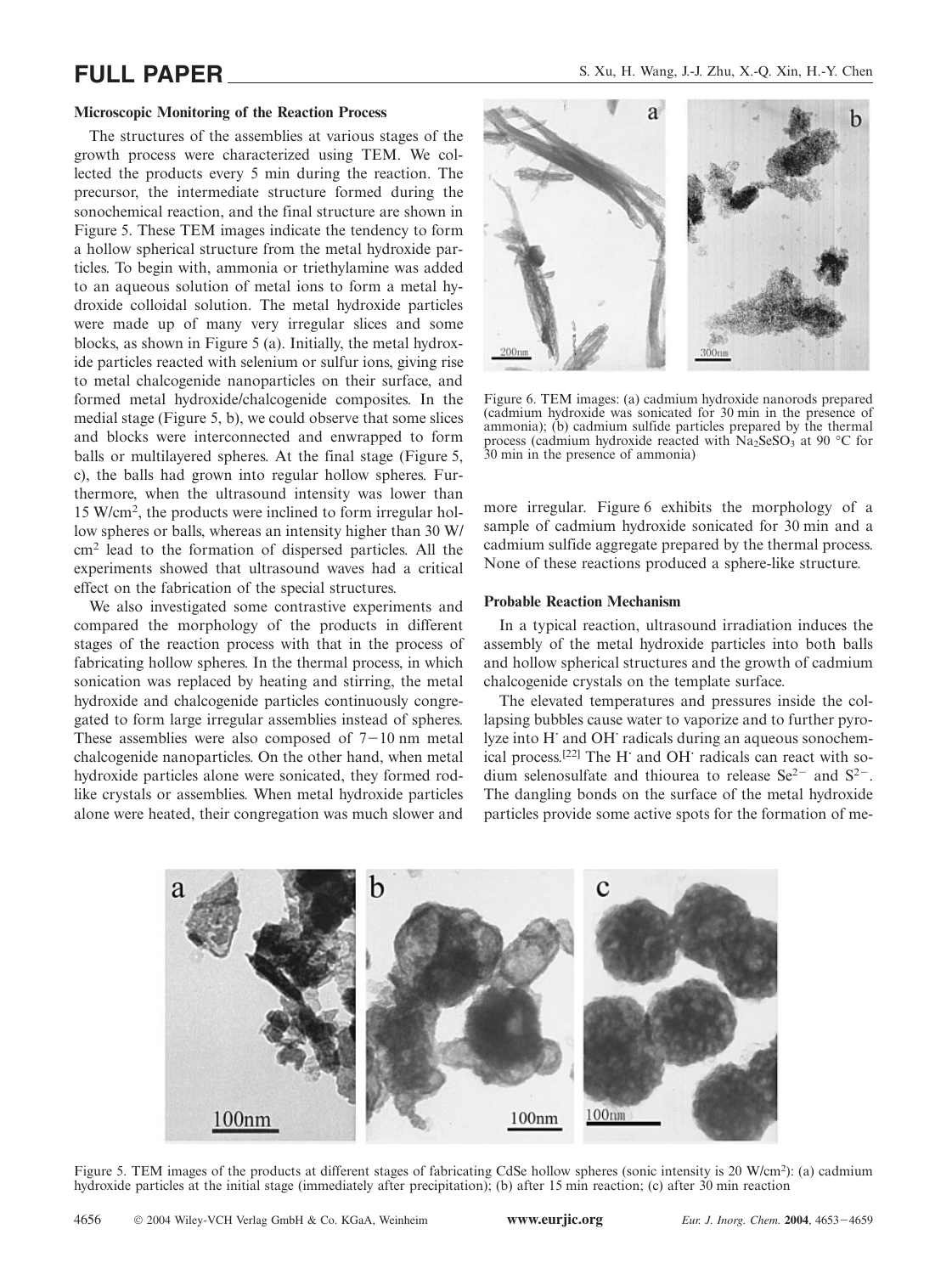### Microscopic Monitoring of the Reaction Process

The structures of the assemblies at various stages of the growth process were characterized using TEM. We collected the products every 5 min during the reaction. The precursor, the intermediate structure formed during the sonochemical reaction, and the final structure are shown in Figure 5. These TEM images indicate the tendency to form a hollow spherical structure from the metal hydroxide particles. To begin with, ammonia or triethylamine was added to an aqueous solution of metal ions to form a metal hydroxide colloidal solution. The metal hydroxide particles were made up of many very irregular slices and some blocks, as shown in Figure 5 (a). Initially, the metal hydroxide particles reacted with selenium or sulfur ions, giving rise to metal chalcogenide nanoparticles on their surface, and formed metal hydroxide/chalcogenide composites. In the medial stage (Figure 5, b), we could observe that some slices and blocks were interconnected and enwrapped to form balls or multilayered spheres. At the final stage (Figure 5, c), the balls had grown into regular hollow spheres. Furthermore, when the ultrasound intensity was lower than 15 W/cm$^2$, the products were inclined to form irregular hollow spheres or balls, whereas an intensity higher than 30 W/cm$^2$ lead to the formation of dispersed particles. All the experiments showed that ultrasound waves had a critical effect on the fabrication of the special structures.

We also investigated some contrastive experiments and compared the morphology of the products in different stages of the reaction process with that in the process of fabricating hollow spheres. In the thermal process, in which sonication was replaced by heating and stirring, the metal hydroxide and chalcogenide particles continuously congregated to form large irregular assemblies instead of spheres. These assemblies were also composed of 7−10 nm metal chalcogenide nanoparticles. On the other hand, when metal hydroxide particles alone were sonicated, they formed rod-like crystals or assemblies. When metal hydroxide particles alone were heated, their congregation was much slower and more irregular. Figure 6 exhibits the morphology of a sample of cadmium hydroxide sonicated for 30 min and a cadmium sulfide aggregate prepared by the thermal process. None of these reactions produced a sphere-like structure.

Figure 6. TEM images: (a) cadmium hydroxide nanorods prepared (cadmium hydroxide was sonicated for 30 min in the presence of ammonia); (b) cadmium sulfide particles prepared by the thermal process (cadmium hydroxide reacted with $Na_2SeSO_3$ at 90 °C for 30 min in the presence of ammonia)

### Probable Reaction Mechanism

In a typical reaction, ultrasound irradiation induces the assembly of the metal hydroxide particles into both balls and hollow spherical structures and the growth of cadmium chalcogenide crystals on the template surface.

The elevated temperatures and pressures inside the collapsing bubbles cause water to vaporize and to further pyrolyze into H$^{\cdot}$ and OH$^{\cdot}$ radicals during an aqueous sonochemical process.[22] The H$^{\cdot}$ and OH$^{\cdot}$ radicals can react with sodium selenosulfate and thiourea to release $Se^{2-}$ and $S^{2-}$. The dangling bonds on the surface of the metal hydroxide particles provide some active spots for the formation of me-

Figure 5. TEM images of the products at different stages of fabricating CdSe hollow spheres (sonic intensity is 20 W/cm$^2$): (a) cadmium hydroxide particles at the initial stage (immediately after precipitation); (b) after 15 min reaction; (c) after 30 min reaction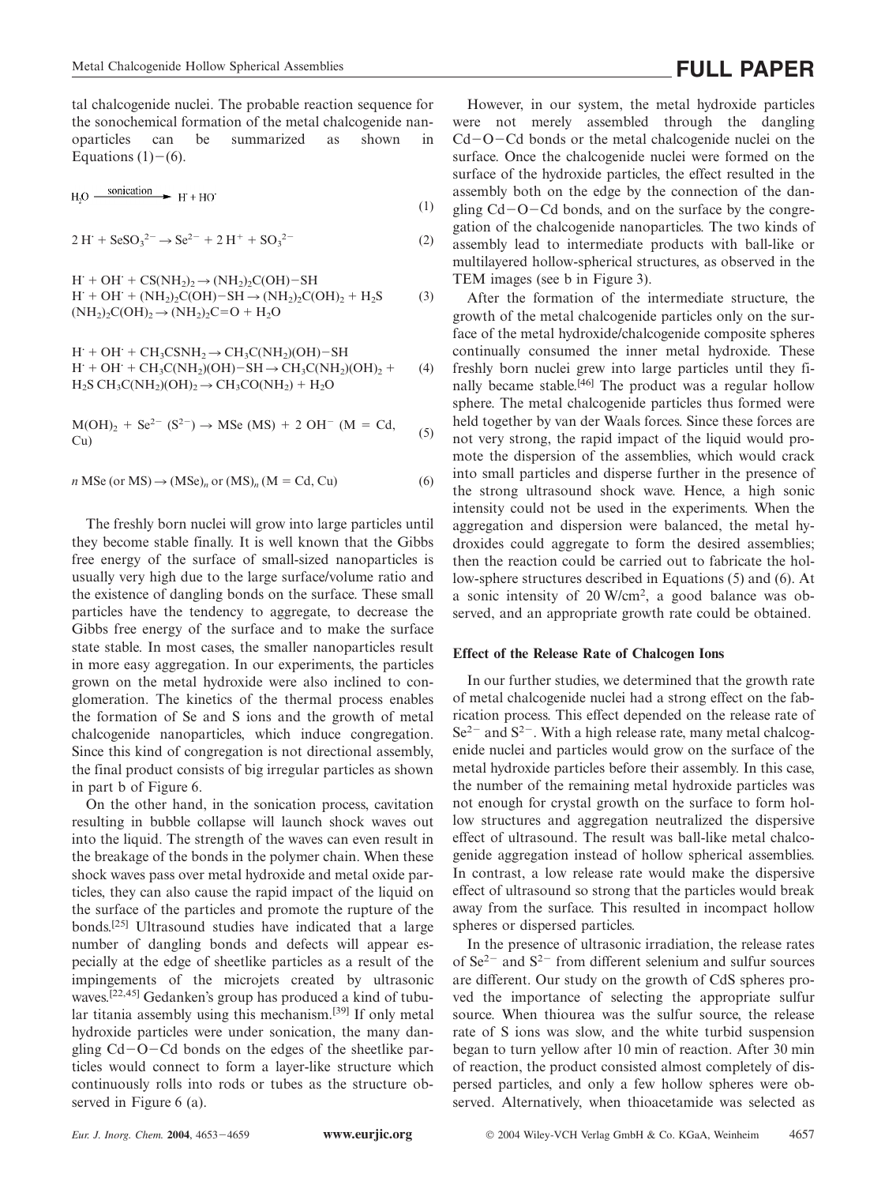tal chalcogenide nuclei. The probable reaction sequence for the sonochemical formation of the metal chalcogenide nanoparticles can be summarized as shown in Equations (1)−(6).

$$H_2O \xrightarrow{\text{sonication}} H^{\cdot} + HO^{\cdot} \tag{1}$$

$$2\,H^{\cdot} + SeSO_3^{2-} \rightarrow Se^{2-} + 2\,H^+ + SO_3^{2-} \tag{2}$$

$$\begin{aligned} &H^{\cdot} + OH^{\cdot} + CS(NH_2)_2 \rightarrow (NH_2)_2C(OH)-SH \\ &H^{\cdot} + OH^{\cdot} + (NH_2)_2C(OH)-SH \rightarrow (NH_2)_2C(OH)_2 + H_2S \\ &(NH_2)_2C(OH)_2 \rightarrow (NH_2)_2C{=}O + H_2O \end{aligned} \tag{3}$$

$$\begin{aligned} &H^{\cdot} + OH^{\cdot} + CH_3CSNH_2 \rightarrow CH_3C(NH_2)(OH)-SH \\ &H^{\cdot} + OH^{\cdot} + CH_3C(NH_2)(OH)-SH \rightarrow CH_3C(NH_2)(OH)_2 + \\ &H_2S\; CH_3C(NH_2)(OH)_2 \rightarrow CH_3CO(NH_2) + H_2O \end{aligned} \tag{4}$$

$$M(OH)_2 + Se^{2-}\ (S^{2-}) \rightarrow MSe\ (MS) + 2\,OH^-\ (M = Cd, Cu) \tag{5}$$

$$n\,MSe\ (\text{or } MS) \rightarrow (MSe)_n \text{ or } (MS)_n\ (M = Cd, Cu) \tag{6}$$

The freshly born nuclei will grow into large particles until they become stable finally. It is well known that the Gibbs free energy of the surface of small-sized nanoparticles is usually very high due to the large surface/volume ratio and the existence of dangling bonds on the surface. These small particles have the tendency to aggregate, to decrease the Gibbs free energy of the surface and to make the surface state stable. In most cases, the smaller nanoparticles result in more easy aggregation. In our experiments, the particles grown on the metal hydroxide were also inclined to conglomeration. The kinetics of the thermal process enables the formation of Se and S ions and the growth of metal chalcogenide nanoparticles, which induce congregation. Since this kind of congregation is not directional assembly, the final product consists of big irregular particles as shown in part b of Figure 6.

On the other hand, in the sonication process, cavitation resulting in bubble collapse will launch shock waves out into the liquid. The strength of the waves can even result in the breakage of the bonds in the polymer chain. When these shock waves pass over metal hydroxide and metal oxide particles, they can also cause the rapid impact of the liquid on the surface of the particles and promote the rupture of the bonds.[25] Ultrasound studies have indicated that a large number of dangling bonds and defects will appear especially at the edge of sheetlike particles as a result of the impingements of the microjets created by ultrasonic waves.[22,45] Gedanken's group has produced a kind of tubular titania assembly using this mechanism.[39] If only metal hydroxide particles were under sonication, the many dangling Cd−O−Cd bonds on the edges of the sheetlike particles would connect to form a layer-like structure which continuously rolls into rods or tubes as the structure observed in Figure 6 (a).

However, in our system, the metal hydroxide particles were not merely assembled through the dangling Cd−O−Cd bonds or the metal chalcogenide nuclei on the surface. Once the chalcogenide nuclei were formed on the surface of the hydroxide particles, the effect resulted in the assembly both on the edge by the connection of the dangling Cd−O−Cd bonds, and on the surface by the congregation of the chalcogenide nanoparticles. The two kinds of assembly lead to intermediate products with ball-like or multilayered hollow-spherical structures, as observed in the TEM images (see b in Figure 3).

After the formation of the intermediate structure, the growth of the metal chalcogenide particles only on the surface of the metal hydroxide/chalcogenide composite spheres continually consumed the inner metal hydroxide. These freshly born nuclei grew into large particles until they finally became stable.[46] The product was a regular hollow sphere. The metal chalcogenide particles thus formed were held together by van der Waals forces. Since these forces are not very strong, the rapid impact of the liquid would promote the dispersion of the assemblies, which would crack into small particles and disperse further in the presence of the strong ultrasound shock wave. Hence, a high sonic intensity could not be used in the experiments. When the aggregation and dispersion were balanced, the metal hydroxides could aggregate to form the desired assemblies; then the reaction could be carried out to fabricate the hollow-sphere structures described in Equations (5) and (6). At a sonic intensity of 20 W/cm$^2$, a good balance was observed, and an appropriate growth rate could be obtained.

### Effect of the Release Rate of Chalcogen Ions

In our further studies, we determined that the growth rate of metal chalcogenide nuclei had a strong effect on the fabrication process. This effect depended on the release rate of $Se^{2-}$ and $S^{2-}$. With a high release rate, many metal chalcogenide nuclei and particles would grow on the surface of the metal hydroxide particles before their assembly. In this case, the number of the remaining metal hydroxide particles was not enough for crystal growth on the surface to form hollow structures and aggregation neutralized the dispersive effect of ultrasound. The result was ball-like metal chalcogenide aggregation instead of hollow spherical assemblies. In contrast, a low release rate would make the dispersive effect of ultrasound so strong that the particles would break away from the surface. This resulted in incompact hollow spheres or dispersed particles.

In the presence of ultrasonic irradiation, the release rates of $Se^{2-}$ and $S^{2-}$ from different selenium and sulfur sources are different. Our study on the growth of CdS spheres proved the importance of selecting the appropriate sulfur source. When thiourea was the sulfur source, the release rate of S ions was slow, and the white turbid suspension began to turn yellow after 10 min of reaction. After 30 min of reaction, the product consisted almost completely of dispersed particles, and only a few hollow spheres were observed. Alternatively, when thioacetamide was selected as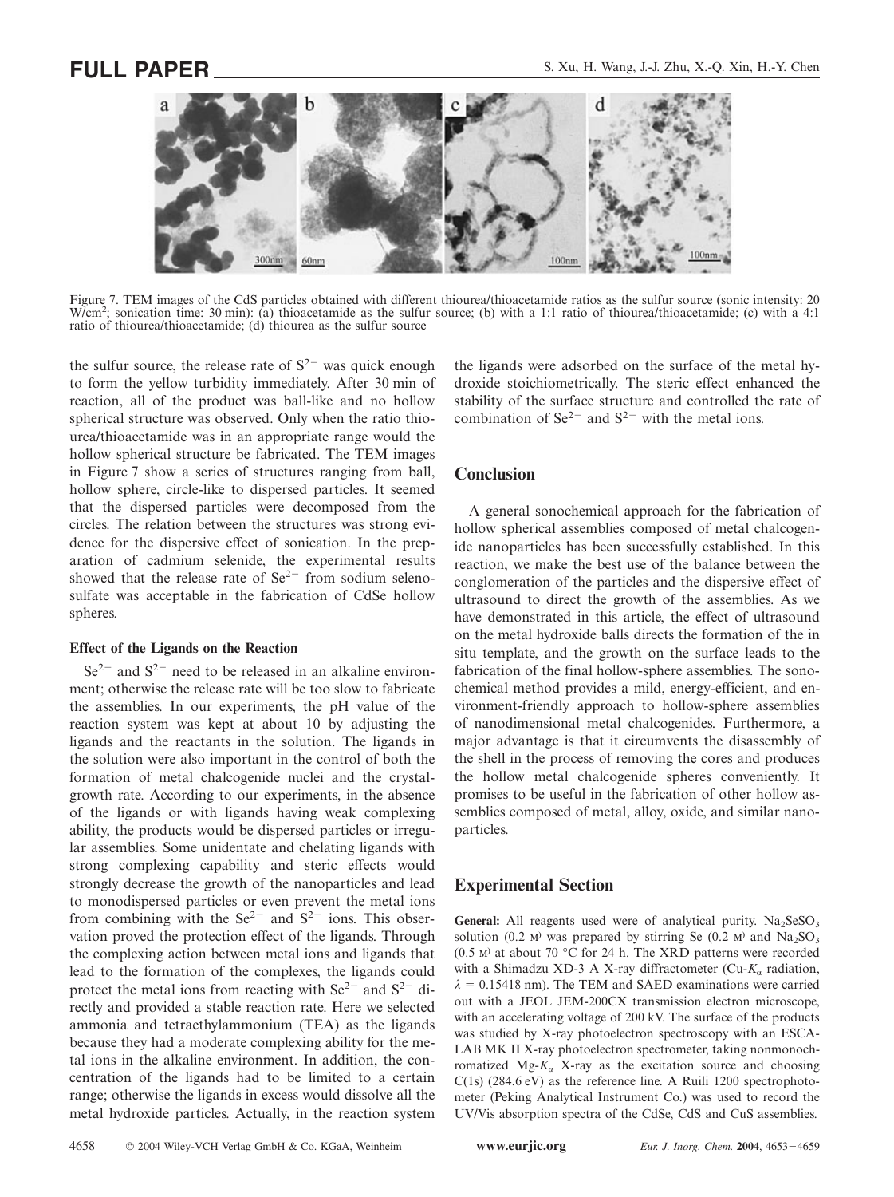a b c d

300nm 60nm 100nm 100nm

Figure 7. TEM images of the CdS particles obtained with different thiourea/thioacetamide ratios as the sulfur source (sonic intensity: 20 W/cm$^2$; sonication time: 30 min): (a) thioacetamide as the sulfur source; (b) with a 1:1 ratio of thiourea/thioacetamide; (c) with a 4:1 ratio of thiourea/thioacetamide; (d) thiourea as the sulfur source

the sulfur source, the release rate of $S^{2-}$ was quick enough to form the yellow turbidity immediately. After 30 min of reaction, all of the product was ball-like and no hollow spherical structure was observed. Only when the ratio thiourea/thioacetamide was in an appropriate range would the hollow spherical structure be fabricated. The TEM images in Figure 7 show a series of structures ranging from ball, hollow sphere, circle-like to dispersed particles. It seemed that the dispersed particles were decomposed from the circles. The relation between the structures was strong evidence for the dispersive effect of sonication. In the preparation of cadmium selenide, the experimental results showed that the release rate of $Se^{2-}$ from sodium selenosulfate was acceptable in the fabrication of CdSe hollow spheres.

### Effect of the Ligands on the Reaction

$Se^{2-}$ and $S^{2-}$ need to be released in an alkaline environment; otherwise the release rate will be too slow to fabricate the assemblies. In our experiments, the pH value of the reaction system was kept at about 10 by adjusting the ligands and the reactants in the solution. The ligands in the solution were also important in the control of both the formation of metal chalcogenide nuclei and the crystal-growth rate. According to our experiments, in the absence of the ligands or with ligands having weak complexing ability, the products would be dispersed particles or irregular assemblies. Some unidentate and chelating ligands with strong complexing capability and steric effects would strongly decrease the growth of the nanoparticles and lead to monodispersed particles or even prevent the metal ions from combining with the $Se^{2-}$ and $S^{2-}$ ions. This observation proved the protection effect of the ligands. Through the complexing action between metal ions and ligands that lead to the formation of the complexes, the ligands could protect the metal ions from reacting with $Se^{2-}$ and $S^{2-}$ directly and provided a stable reaction rate. Here we selected ammonia and tetraethylammonium (TEA) as the ligands because they had a moderate complexing ability for the metal ions in the alkaline environment. In addition, the concentration of the ligands had to be limited to a certain range; otherwise the ligands in excess would dissolve all the metal hydroxide particles. Actually, in the reaction system the ligands were adsorbed on the surface of the metal hydroxide stoichiometrically. The steric effect enhanced the stability of the surface structure and controlled the rate of combination of $Se^{2-}$ and $S^{2-}$ with the metal ions.

## Conclusion

A general sonochemical approach for the fabrication of hollow spherical assemblies composed of metal chalcogenide nanoparticles has been successfully established. In this reaction, we make the best use of the balance between the conglomeration of the particles and the dispersive effect of ultrasound to direct the growth of the assemblies. As we have demonstrated in this article, the effect of ultrasound on the metal hydroxide balls directs the formation of the in situ template, and the growth on the surface leads to the fabrication of the final hollow-sphere assemblies. The sonochemical method provides a mild, energy-efficient, and environment-friendly approach to hollow-sphere assemblies of nanodimensional metal chalcogenides. Furthermore, a major advantage is that it circumvents the disassembly of the shell in the process of removing the cores and produces the hollow metal chalcogenide spheres conveniently. It promises to be useful in the fabrication of other hollow assemblies composed of metal, alloy, oxide, and similar nanoparticles.

## Experimental Section

**General:** All reagents used were of analytical purity. $Na_2SeSO_3$ solution (0.2 M) was prepared by stirring Se (0.2 M) and $Na_2SO_3$ (0.5 M) at about 70 °C for 24 h. The XRD patterns were recorded with a Shimadzu XD-3 A X-ray diffractometer (Cu-$K_\alpha$ radiation, $\lambda = 0.15418$ nm). The TEM and SAED examinations were carried out with a JEOL JEM-200CX transmission electron microscope, with an accelerating voltage of 200 kV. The surface of the products was studied by X-ray photoelectron spectroscopy with an ESCALAB MK II X-ray photoelectron spectrometer, taking nonmonochromatized Mg-$K_\alpha$ X-ray as the excitation source and choosing C(1s) (284.6 eV) as the reference line. A Ruili 1200 spectrophotometer (Peking Analytical Instrument Co.) was used to record the UV/Vis absorption spectra of the CdSe, CdS and CuS assemblies.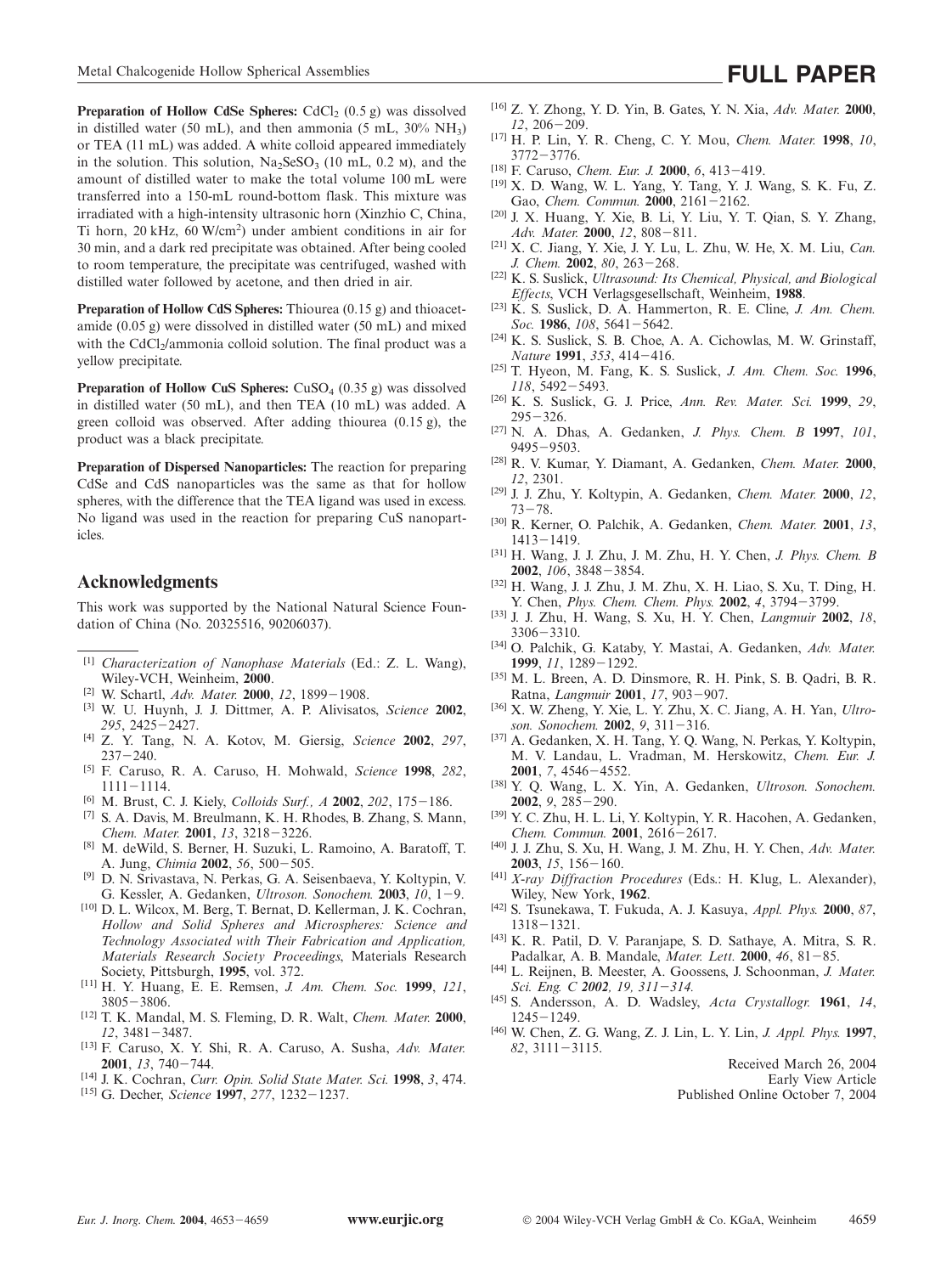**Preparation of Hollow CdSe Spheres:** $CdCl_2$ (0.5 g) was dissolved in distilled water (50 mL), and then ammonia (5 mL, 30% $NH_3$) or TEA (11 mL) was added. A white colloid appeared immediately in the solution. This solution, $Na_2SeSO_3$ (10 mL, 0.2 M), and the amount of distilled water to make the total volume 100 mL were transferred into a 150-mL round-bottom flask. This mixture was irradiated with a high-intensity ultrasonic horn (Xinzhio C, China, Ti horn, 20 kHz, 60 W/cm$^2$) under ambient conditions in air for 30 min, and a dark red precipitate was obtained. After being cooled to room temperature, the precipitate was centrifuged, washed with distilled water followed by acetone, and then dried in air.

**Preparation of Hollow CdS Spheres:** Thiourea (0.15 g) and thioacetamide (0.05 g) were dissolved in distilled water (50 mL) and mixed with the $CdCl_2$/ammonia colloid solution. The final product was a yellow precipitate.

**Preparation of Hollow CuS Spheres:** $CuSO_4$ (0.35 g) was dissolved in distilled water (50 mL), and then TEA (10 mL) was added. A green colloid was observed. After adding thiourea (0.15 g), the product was a black precipitate.

**Preparation of Dispersed Nanoparticles:** The reaction for preparing CdSe and CdS nanoparticles was the same as that for hollow spheres, with the difference that the TEA ligand was used in excess. No ligand was used in the reaction for preparing CuS nanoparticles.

## Acknowledgments

This work was supported by the National Natural Science Foundation of China (No. 20325516, 90206037).

[1] *Characterization of Nanophase Materials* (Ed.: Z. L. Wang), Wiley-VCH, Weinheim, **2000**.

[2] W. Schartl, *Adv. Mater.* **2000**, *12*, 1899−1908.

[3] W. U. Huynh, J. J. Dittmer, A. P. Alivisatos, *Science* **2002**, *295*, 2425−2427.

[4] Z. Y. Tang, N. A. Kotov, M. Giersig, *Science* **2002**, *297*, 237−240.

[5] F. Caruso, R. A. Caruso, H. Mohwald, *Science* **1998**, *282*, 1111−1114.

[6] M. Brust, C. J. Kiely, *Colloids Surf., A* **2002**, *202*, 175−186.

[7] S. A. Davis, M. Breulmann, K. H. Rhodes, B. Zhang, S. Mann, *Chem. Mater.* **2001**, *13*, 3218−3226.

[8] M. deWild, S. Berner, H. Suzuki, L. Ramoino, A. Baratoff, T. A. Jung, *Chimia* **2002**, *56*, 500−505.

[9] D. N. Srivastava, N. Perkas, G. A. Seisenbaeva, Y. Koltypin, V. G. Kessler, A. Gedanken, *Ultroson. Sonochem.* **2003**, *10*, 1−9.

[10] D. L. Wilcox, M. Berg, T. Bernat, D. Kellerman, J. K. Cochran, *Hollow and Solid Spheres and Microspheres: Science and Technology Associated with Their Fabrication and Application, Materials Research Society Proceedings*, Materials Research Society, Pittsburgh, **1995**, vol. 372.

[11] H. Y. Huang, E. E. Remsen, *J. Am. Chem. Soc.* **1999**, *121*, 3805−3806.

[12] T. K. Mandal, M. S. Fleming, D. R. Walt, *Chem. Mater.* **2000**, *12*, 3481−3487.

[13] F. Caruso, X. Y. Shi, R. A. Caruso, A. Susha, *Adv. Mater.* **2001**, *13*, 740−744.

[14] J. K. Cochran, *Curr. Opin. Solid State Mater. Sci.* **1998**, *3*, 474.

[15] G. Decher, *Science* **1997**, *277*, 1232−1237.

[16] Z. Y. Zhong, Y. D. Yin, B. Gates, Y. N. Xia, *Adv. Mater.* **2000**, *12*, 206−209.

[17] H. P. Lin, Y. R. Cheng, C. Y. Mou, *Chem. Mater.* **1998**, *10*, 3772−3776.

[18] F. Caruso, *Chem. Eur. J.* **2000**, *6*, 413−419.

[19] X. D. Wang, W. L. Yang, Y. Tang, Y. J. Wang, S. K. Fu, Z. Gao, *Chem. Commun.* **2000**, 2161−2162.

[20] J. X. Huang, Y. Xie, B. Li, Y. Liu, Y. T. Qian, S. Y. Zhang, *Adv. Mater.* **2000**, *12*, 808−811.

[21] X. C. Jiang, Y. Xie, J. Y. Lu, L. Zhu, W. He, X. M. Liu, *Can. J. Chem.* **2002**, *80*, 263−268.

[22] K. S. Suslick, *Ultrasound: Its Chemical, Physical, and Biological Effects*, VCH Verlagsgesellschaft, Weinheim, **1988**.

[23] K. S. Suslick, D. A. Hammerton, R. E. Cline, *J. Am. Chem. Soc.* **1986**, *108*, 5641−5642.

[24] K. S. Suslick, S. B. Choe, A. A. Cichowlas, M. W. Grinstaff, *Nature* **1991**, *353*, 414−416.

[25] T. Hyeon, M. Fang, K. S. Suslick, *J. Am. Chem. Soc.* **1996**, *118*, 5492−5493.

[26] K. S. Suslick, G. J. Price, *Ann. Rev. Mater. Sci.* **1999**, *29*, 295−326.

[27] N. A. Dhas, A. Gedanken, *J. Phys. Chem. B* **1997**, *101*, 9495−9503.

[28] R. V. Kumar, Y. Diamant, A. Gedanken, *Chem. Mater.* **2000**, *12*, 2301.

[29] J. J. Zhu, Y. Koltypin, A. Gedanken, *Chem. Mater.* **2000**, *12*, 73−78.

[30] R. Kerner, O. Palchik, A. Gedanken, *Chem. Mater.* **2001**, *13*, 1413−1419.

[31] H. Wang, J. J. Zhu, J. M. Zhu, H. Y. Chen, *J. Phys. Chem. B* **2002**, *106*, 3848−3854.

[32] H. Wang, J. J. Zhu, J. M. Zhu, X. H. Liao, S. Xu, T. Ding, H. Y. Chen, *Phys. Chem. Chem. Phys.* **2002**, *4*, 3794−3799.

[33] J. J. Zhu, H. Wang, S. Xu, H. Y. Chen, *Langmuir* **2002**, *18*, 3306−3310.

[34] O. Palchik, G. Kataby, Y. Mastai, A. Gedanken, *Adv. Mater.* **1999**, *11*, 1289−1292.

[35] M. L. Breen, A. D. Dinsmore, R. H. Pink, S. B. Qadri, B. R. Ratna, *Langmuir* **2001**, *17*, 903−907.

[36] X. W. Zheng, Y. Xie, L. Y. Zhu, X. C. Jiang, A. H. Yan, *Ultroson. Sonochem.* **2002**, *9*, 311−316.

[37] A. Gedanken, X. H. Tang, Y. Q. Wang, N. Perkas, Y. Koltypin, M. V. Landau, L. Vradman, M. Herskowitz, *Chem. Eur. J.* **2001**, *7*, 4546−4552.

[38] Y. Q. Wang, L. X. Yin, A. Gedanken, *Ultroson. Sonochem.* **2002**, *9*, 285−290.

[39] Y. C. Zhu, H. L. Li, Y. Koltypin, Y. R. Hacohen, A. Gedanken, *Chem. Commun.* **2001**, 2616−2617.

[40] J. J. Zhu, S. Xu, H. Wang, J. M. Zhu, H. Y. Chen, *Adv. Mater.* **2003**, *15*, 156−160.

[41] *X-ray Diffraction Procedures* (Eds.: H. Klug, L. Alexander), Wiley, New York, **1962**.

[42] S. Tsunekawa, T. Fukuda, A. J. Kasuya, *Appl. Phys.* **2000**, *87*, 1318−1321.

[43] K. R. Patil, D. V. Paranjape, S. D. Sathaye, A. Mitra, S. R. Padalkar, A. B. Mandale, *Mater. Lett.* **2000**, *46*, 81−85.

[44] L. Reijnen, B. Meester, A. Goossens, J. Schoonman, *J. Mater. Sci. Eng. C 2002, 19, 311−314.*

[45] S. Andersson, A. D. Wadsley, *Acta Crystallogr.* **1961**, *14*, 1245−1249.

[46] W. Chen, Z. G. Wang, Z. J. Lin, L. Y. Lin, *J. Appl. Phys.* **1997**, *82*, 3111−3115.

Received March 26, 2004
Early View Article
Published Online October 7, 2004